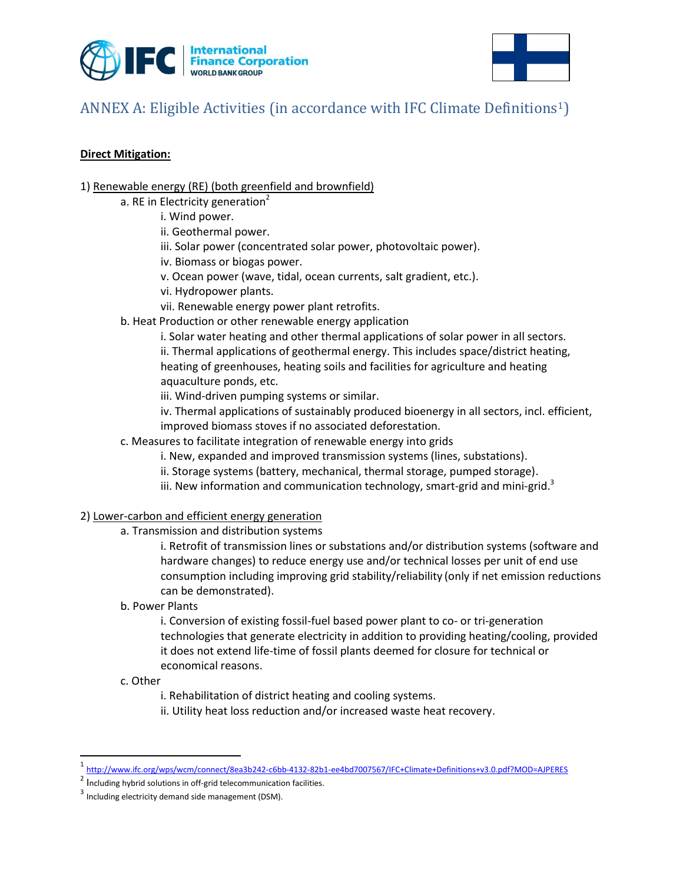# ANNEX A: Eligible Activities (in accordance with IFC Climate Definitions[1])

**Direct Mitigation:**

1) Renewable energy (RE) (both greenfield and brownfield)

- a. RE in Electricity generation[2]
  - i. Wind power.
  - ii. Geothermal power.
  - iii. Solar power (concentrated solar power, photovoltaic power).
  - iv. Biomass or biogas power.
  - v. Ocean power (wave, tidal, ocean currents, salt gradient, etc.).
  - vi. Hydropower plants.
  - vii. Renewable energy power plant retrofits.
- b. Heat Production or other renewable energy application
  - i. Solar water heating and other thermal applications of solar power in all sectors.
  - ii. Thermal applications of geothermal energy. This includes space/district heating, heating of greenhouses, heating soils and facilities for agriculture and heating aquaculture ponds, etc.
  - iii. Wind-driven pumping systems or similar.
  - iv. Thermal applications of sustainably produced bioenergy in all sectors, incl. efficient, improved biomass stoves if no associated deforestation.
- c. Measures to facilitate integration of renewable energy into grids
  - i. New, expanded and improved transmission systems (lines, substations).
  - ii. Storage systems (battery, mechanical, thermal storage, pumped storage).
  - iii. New information and communication technology, smart-grid and mini-grid.[3]

2) Lower-carbon and efficient energy generation

- a. Transmission and distribution systems
  - i. Retrofit of transmission lines or substations and/or distribution systems (software and hardware changes) to reduce energy use and/or technical losses per unit of end use consumption including improving grid stability/reliability (only if net emission reductions can be demonstrated).
- b. Power Plants
  - i. Conversion of existing fossil-fuel based power plant to co- or tri-generation technologies that generate electricity in addition to providing heating/cooling, provided it does not extend life-time of fossil plants deemed for closure for technical or economical reasons.
- c. Other
  - i. Rehabilitation of district heating and cooling systems.
  - ii. Utility heat loss reduction and/or increased waste heat recovery.

---

[1] http://www.ifc.org/wps/wcm/connect/8ea3b242-c6bb-4132-82b1-ee4bd7007567/IFC+Climate+Definitions+v3.0.pdf?MOD=AJPERES

[2] Including hybrid solutions in off-grid telecommunication facilities.

[3] Including electricity demand side management (DSM).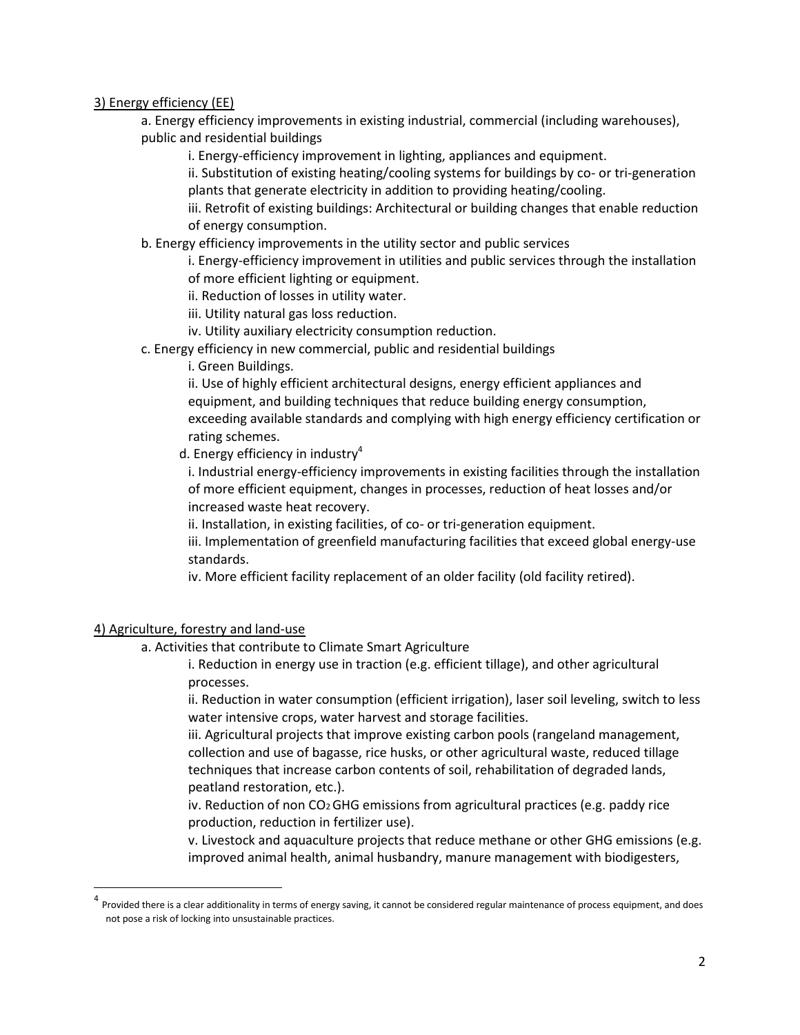3) Energy efficiency (EE)

a. Energy efficiency improvements in existing industrial, commercial (including warehouses), public and residential buildings

i. Energy-efficiency improvement in lighting, appliances and equipment.

ii. Substitution of existing heating/cooling systems for buildings by co- or tri-generation plants that generate electricity in addition to providing heating/cooling.

iii. Retrofit of existing buildings: Architectural or building changes that enable reduction of energy consumption.

b. Energy efficiency improvements in the utility sector and public services

i. Energy-efficiency improvement in utilities and public services through the installation of more efficient lighting or equipment.

ii. Reduction of losses in utility water.

iii. Utility natural gas loss reduction.

iv. Utility auxiliary electricity consumption reduction.

c. Energy efficiency in new commercial, public and residential buildings

i. Green Buildings.

ii. Use of highly efficient architectural designs, energy efficient appliances and equipment, and building techniques that reduce building energy consumption, exceeding available standards and complying with high energy efficiency certification or rating schemes.

d. Energy efficiency in industry[4]

i. Industrial energy-efficiency improvements in existing facilities through the installation of more efficient equipment, changes in processes, reduction of heat losses and/or increased waste heat recovery.

ii. Installation, in existing facilities, of co- or tri-generation equipment.

iii. Implementation of greenfield manufacturing facilities that exceed global energy-use standards.

iv. More efficient facility replacement of an older facility (old facility retired).

4) Agriculture, forestry and land-use

a. Activities that contribute to Climate Smart Agriculture

i. Reduction in energy use in traction (e.g. efficient tillage), and other agricultural processes.

ii. Reduction in water consumption (efficient irrigation), laser soil leveling, switch to less water intensive crops, water harvest and storage facilities.

iii. Agricultural projects that improve existing carbon pools (rangeland management, collection and use of bagasse, rice husks, or other agricultural waste, reduced tillage techniques that increase carbon contents of soil, rehabilitation of degraded lands, peatland restoration, etc.).

iv. Reduction of non $CO_2$ GHG emissions from agricultural practices (e.g. paddy rice production, reduction in fertilizer use).

v. Livestock and aquaculture projects that reduce methane or other GHG emissions (e.g. improved animal health, animal husbandry, manure management with biodigesters,

[4] Provided there is a clear additionality in terms of energy saving, it cannot be considered regular maintenance of process equipment, and does not pose a risk of locking into unsustainable practices.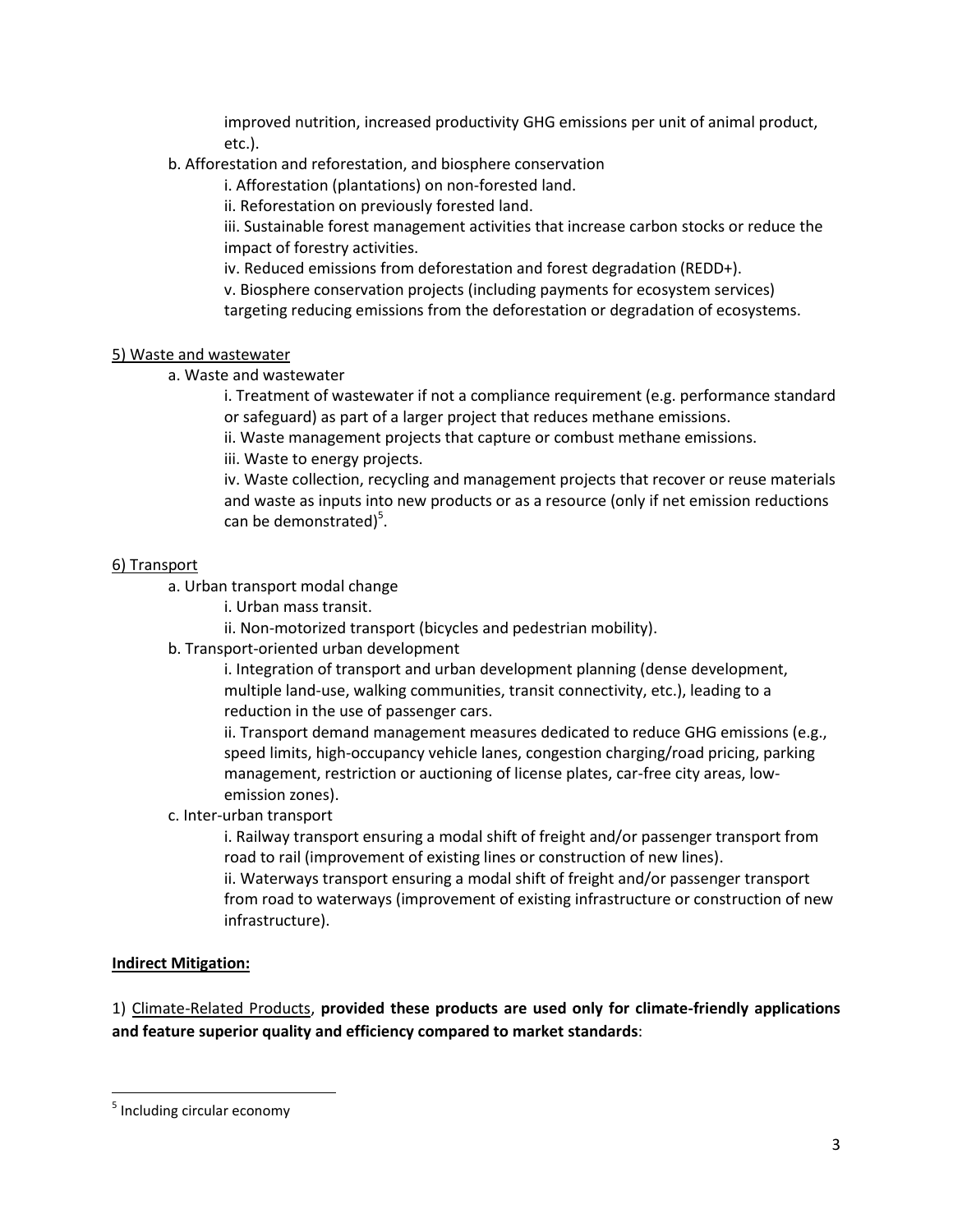improved nutrition, increased productivity GHG emissions per unit of animal product, etc.).

b. Afforestation and reforestation, and biosphere conservation

i. Afforestation (plantations) on non-forested land.

ii. Reforestation on previously forested land.

iii. Sustainable forest management activities that increase carbon stocks or reduce the impact of forestry activities.

iv. Reduced emissions from deforestation and forest degradation (REDD+).

v. Biosphere conservation projects (including payments for ecosystem services) targeting reducing emissions from the deforestation or degradation of ecosystems.

<u>5) Waste and wastewater</u>

a. Waste and wastewater

i. Treatment of wastewater if not a compliance requirement (e.g. performance standard or safeguard) as part of a larger project that reduces methane emissions.

ii. Waste management projects that capture or combust methane emissions.

iii. Waste to energy projects.

iv. Waste collection, recycling and management projects that recover or reuse materials and waste as inputs into new products or as a resource (only if net emission reductions can be demonstrated)[5].

<u>6) Transport</u>

a. Urban transport modal change

i. Urban mass transit.

ii. Non-motorized transport (bicycles and pedestrian mobility).

b. Transport-oriented urban development

i. Integration of transport and urban development planning (dense development, multiple land-use, walking communities, transit connectivity, etc.), leading to a reduction in the use of passenger cars.

ii. Transport demand management measures dedicated to reduce GHG emissions (e.g., speed limits, high-occupancy vehicle lanes, congestion charging/road pricing, parking management, restriction or auctioning of license plates, car-free city areas, low-emission zones).

c. Inter-urban transport

i. Railway transport ensuring a modal shift of freight and/or passenger transport from road to rail (improvement of existing lines or construction of new lines).

ii. Waterways transport ensuring a modal shift of freight and/or passenger transport from road to waterways (improvement of existing infrastructure or construction of new infrastructure).

**<u>Indirect Mitigation:</u>**

1) <u>Climate-Related Products</u>, **provided these products are used only for climate-friendly applications and feature superior quality and efficiency compared to market standards**:

[5] Including circular economy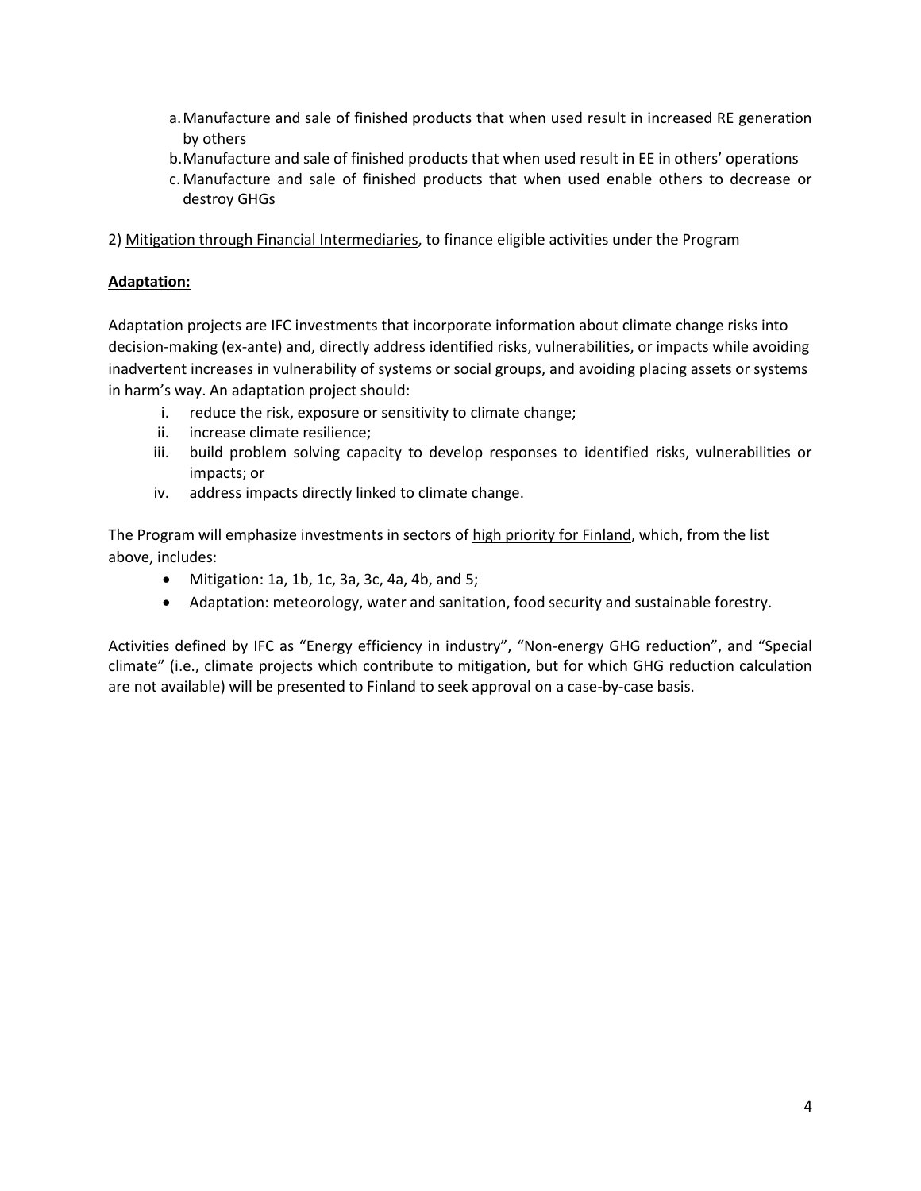a. Manufacture and sale of finished products that when used result in increased RE generation by others
b. Manufacture and sale of finished products that when used result in EE in others' operations
c. Manufacture and sale of finished products that when used enable others to decrease or destroy GHGs

2) Mitigation through Financial Intermediaries, to finance eligible activities under the Program

**Adaptation:**

Adaptation projects are IFC investments that incorporate information about climate change risks into decision-making (ex-ante) and, directly address identified risks, vulnerabilities, or impacts while avoiding inadvertent increases in vulnerability of systems or social groups, and avoiding placing assets or systems in harm's way. An adaptation project should:

i. reduce the risk, exposure or sensitivity to climate change;
ii. increase climate resilience;
iii. build problem solving capacity to develop responses to identified risks, vulnerabilities or impacts; or
iv. address impacts directly linked to climate change.

The Program will emphasize investments in sectors of high priority for Finland, which, from the list above, includes:

- Mitigation: 1a, 1b, 1c, 3a, 3c, 4a, 4b, and 5;
- Adaptation: meteorology, water and sanitation, food security and sustainable forestry.

Activities defined by IFC as "Energy efficiency in industry", "Non-energy GHG reduction", and "Special climate" (i.e., climate projects which contribute to mitigation, but for which GHG reduction calculation are not available) will be presented to Finland to seek approval on a case-by-case basis.